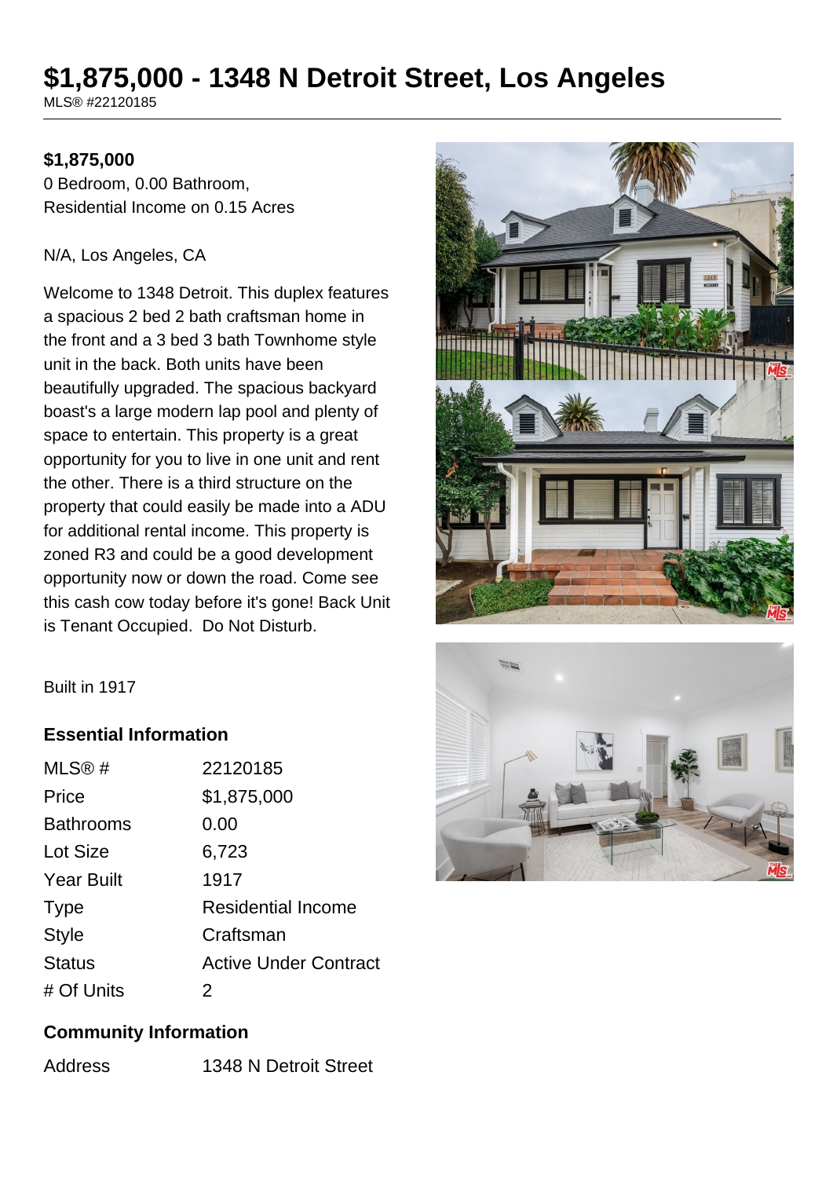# $1,875,000 - 1348 N Detroit Street, Los Angeles

MLS® #22120185

**$1,875,000**

0 Bedroom, 0.00 Bathroom,
Residential Income on 0.15 Acres

N/A, Los Angeles, CA

Welcome to 1348 Detroit. This duplex features a spacious 2 bed 2 bath craftsman home in the front and a 3 bed 3 bath Townhome style unit in the back. Both units have been beautifully upgraded. The spacious backyard boast's a large modern lap pool and plenty of space to entertain. This property is a great opportunity for you to live in one unit and rent the other. There is a third structure on the property that could easily be made into a ADU for additional rental income. This property is zoned R3 and could be a good development opportunity now or down the road. Come see this cash cow today before it's gone! Back Unit is Tenant Occupied. Do Not Disturb.

Built in 1917

## Essential Information

| | |
|---|---|
| MLS® # | 22120185 |
| Price | $1,875,000 |
| Bathrooms | 0.00 |
| Lot Size | 6,723 |
| Year Built | 1917 |
| Type | Residential Income |
| Style | Craftsman |
| Status | Active Under Contract |
| # Of Units | 2 |

## Community Information

| | |
|---|---|
| Address | 1348 N Detroit Street |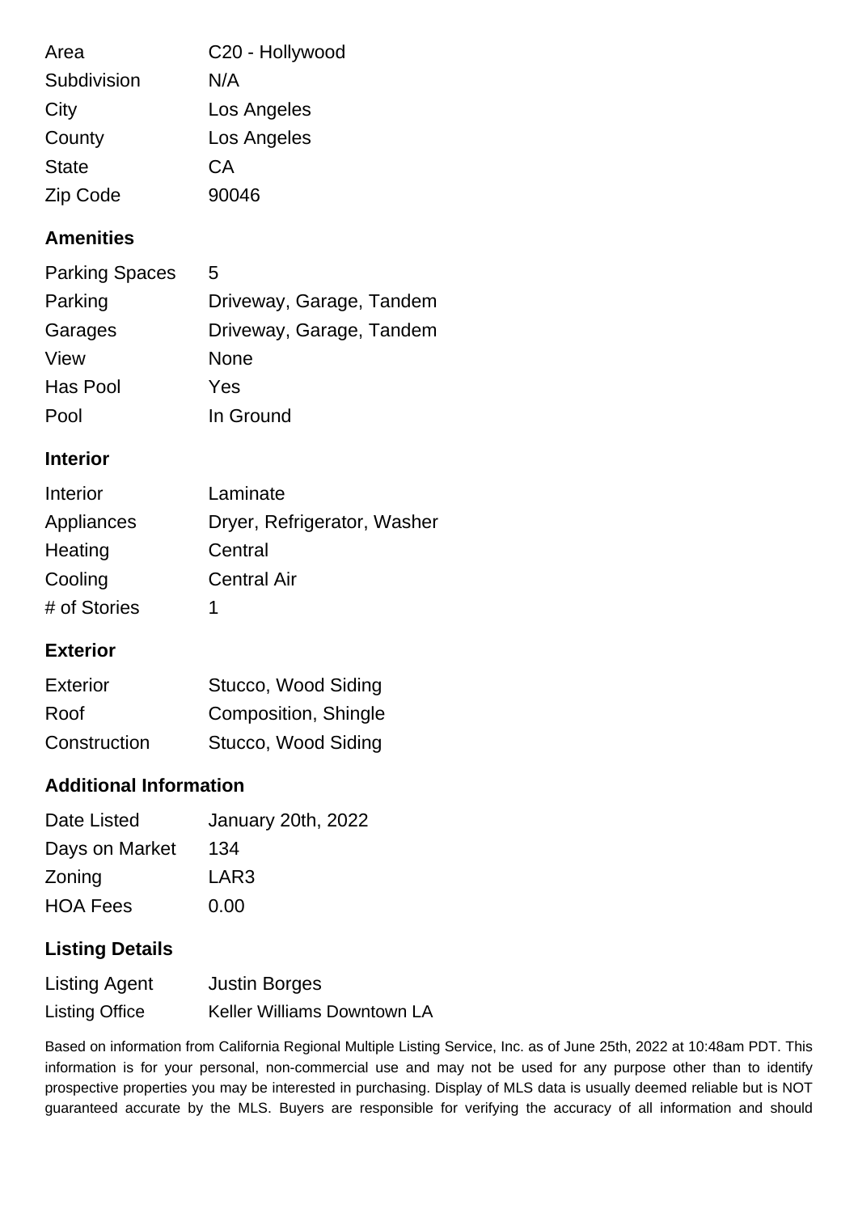| | |
|---|---|
| Area | C20 - Hollywood |
| Subdivision | N/A |
| City | Los Angeles |
| County | Los Angeles |
| State | CA |
| Zip Code | 90046 |

## Amenities

| | |
|---|---|
| Parking Spaces | 5 |
| Parking | Driveway, Garage, Tandem |
| Garages | Driveway, Garage, Tandem |
| View | None |
| Has Pool | Yes |
| Pool | In Ground |

## Interior

| | |
|---|---|
| Interior | Laminate |
| Appliances | Dryer, Refrigerator, Washer |
| Heating | Central |
| Cooling | Central Air |
| # of Stories | 1 |

## Exterior

| | |
|---|---|
| Exterior | Stucco, Wood Siding |
| Roof | Composition, Shingle |
| Construction | Stucco, Wood Siding |

## Additional Information

| | |
|---|---|
| Date Listed | January 20th, 2022 |
| Days on Market | 134 |
| Zoning | LAR3 |
| HOA Fees | 0.00 |

## Listing Details

| | |
|---|---|
| Listing Agent | Justin Borges |
| Listing Office | Keller Williams Downtown LA |

Based on information from California Regional Multiple Listing Service, Inc. as of June 25th, 2022 at 10:48am PDT. This information is for your personal, non-commercial use and may not be used for any purpose other than to identify prospective properties you may be interested in purchasing. Display of MLS data is usually deemed reliable but is NOT guaranteed accurate by the MLS. Buyers are responsible for verifying the accuracy of all information and should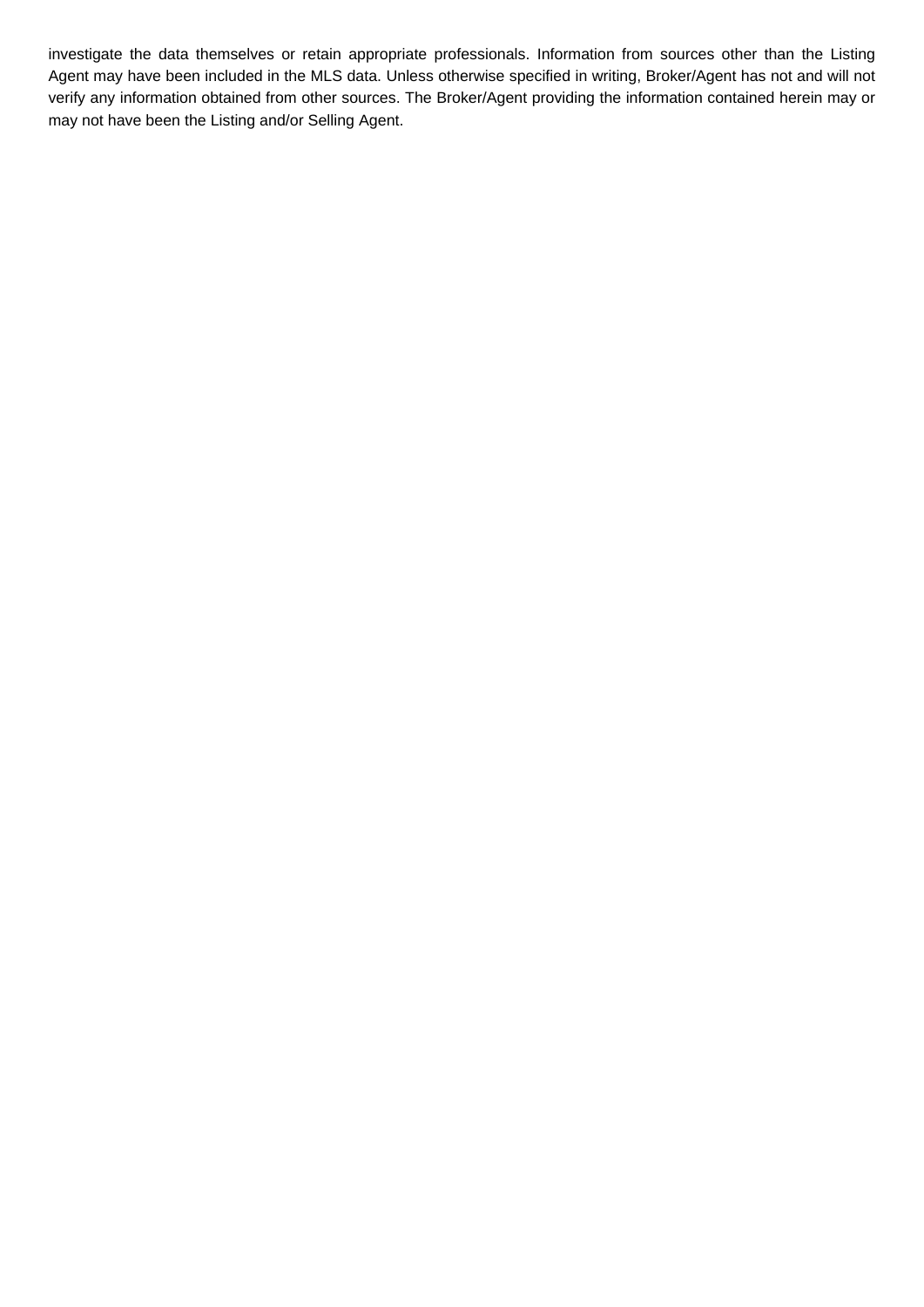investigate the data themselves or retain appropriate professionals. Information from sources other than the Listing Agent may have been included in the MLS data. Unless otherwise specified in writing, Broker/Agent has not and will not verify any information obtained from other sources. The Broker/Agent providing the information contained herein may or may not have been the Listing and/or Selling Agent.